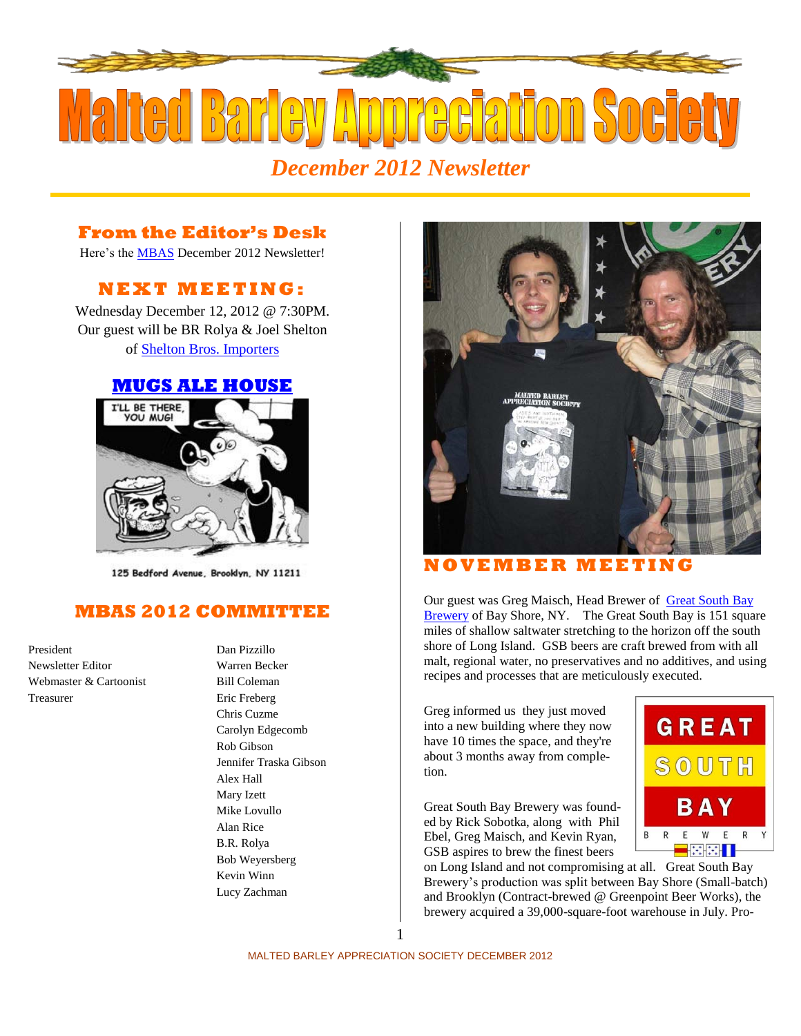# Malted Barley Appreciation Society

*December 2012 Newsletter*

## From the Editor's Desk

Here's the MBAS December 2012 Newsletter!

## NEXT MEETING:

Wednesday December 12, 2012 @ 7:30PM.
Our guest will be BR Rolya & Joel Shelton of Shelton Bros. Importers

## MUGS ALE HOUSE

125 Bedford Avenue, Brooklyn, NY 11211

## MBAS 2012 COMMITTEE

| | |
|---|---|
| President | Dan Pizzillo |
| Newsletter Editor | Warren Becker |
| Webmaster & Cartoonist | Bill Coleman |
| Treasurer | Eric Freberg |
| | Chris Cuzme |
| | Carolyn Edgecomb |
| | Rob Gibson |
| | Jennifer Traska Gibson |
| | Alex Hall |
| | Mary Izett |
| | Mike Lovullo |
| | Alan Rice |
| | B.R. Rolya |
| | Bob Weyersberg |
| | Kevin Winn |
| | Lucy Zachman |

## NOVEMBER MEETING

Our guest was Greg Maisch, Head Brewer of Great South Bay Brewery of Bay Shore, NY. The Great South Bay is 151 square miles of shallow saltwater stretching to the horizon off the south shore of Long Island. GSB beers are craft brewed from with all malt, regional water, no preservatives and no additives, and using recipes and processes that are meticulously executed.

Greg informed us they just moved into a new building where they now have 10 times the space, and they're about 3 months away from completion.

Great South Bay Brewery was founded by Rick Sobotka, along with Phil Ebel, Greg Maisch, and Kevin Ryan, GSB aspires to brew the finest beers on Long Island and not compromising at all. Great South Bay Brewery's production was split between Bay Shore (Small-batch) and Brooklyn (Contract-brewed @ Greenpoint Beer Works), the brewery acquired a 39,000-square-foot warehouse in July. Pro-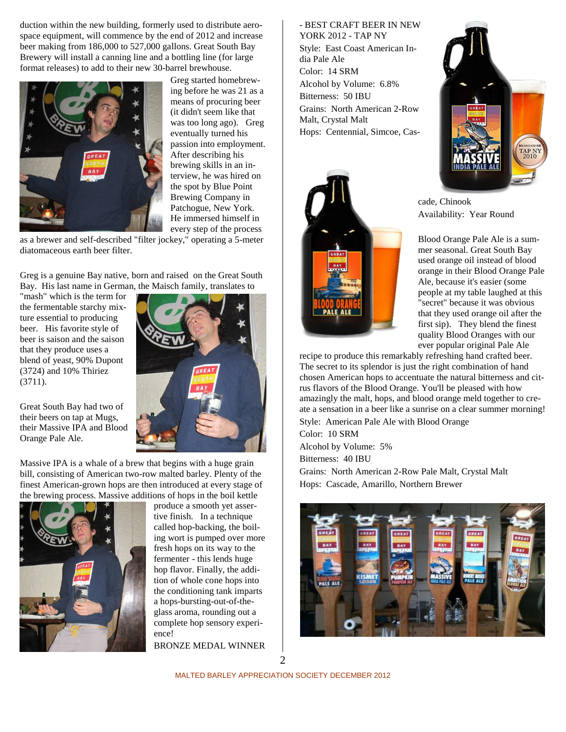duction within the new building, formerly used to distribute aerospace equipment, will commence by the end of 2012 and increase beer making from 186,000 to 527,000 gallons. Great South Bay Brewery will install a canning line and a bottling line (for large format releases) to add to their new 30-barrel brewhouse.

Greg started homebrewing before he was 21 as a means of procuring beer (it didn't seem like that was too long ago). Greg eventually turned his passion into employment. After describing his brewing skills in an interview, he was hired on the spot by Blue Point Brewing Company in Patchogue, New York. He immersed himself in every step of the process as a brewer and self-described "filter jockey," operating a 5-meter diatomaceous earth beer filter.

Greg is a genuine Bay native, born and raised on the Great South Bay. His last name in German, the Maisch family, translates to "mash" which is the term for the fermentable starchy mixture essential to producing beer. His favorite style of beer is saison and the saison that they produce uses a blend of yeast, 90% Dupont (3724) and 10% Thiriez (3711).

Great South Bay had two of their beers on tap at Mugs, their Massive IPA and Blood Orange Pale Ale.

Massive IPA is a whale of a brew that begins with a huge grain bill, consisting of American two-row malted barley. Plenty of the finest American-grown hops are then introduced at every stage of the brewing process. Massive additions of hops in the boil kettle produce a smooth yet assertive finish. In a technique called hop-backing, the boiling wort is pumped over more fresh hops on its way to the fermenter - this lends huge hop flavor. Finally, the addition of whole cone hops into the conditioning tank imparts a hops-bursting-out-of-the-glass aroma, rounding out a complete hop sensory experience!

BRONZE MEDAL WINNER - BEST CRAFT BEER IN NEW YORK 2012 - TAP NY

Style: East Coast American India Pale Ale

Color: 14 SRM

Alcohol by Volume: 6.8%

Bitterness: 50 IBU

Grains: North American 2-Row Malt, Crystal Malt

Hops: Centennial, Simcoe, Cascade, Chinook

Availability: Year Round

Blood Orange Pale Ale is a summer seasonal. Great South Bay used orange oil instead of blood orange in their Blood Orange Pale Ale, because it's easier (some people at my table laughed at this "secret" because it was obvious that they used orange oil after the first sip). They blend the finest quality Blood Oranges with our ever popular original Pale Ale recipe to produce this remarkably refreshing hand crafted beer. The secret to its splendor is just the right combination of hand chosen American hops to accentuate the natural bitterness and citrus flavors of the Blood Orange. You'll be pleased with how amazingly the malt, hops, and blood orange meld together to create a sensation in a beer like a sunrise on a clear summer morning!

Style: American Pale Ale with Blood Orange

Color: 10 SRM

Alcohol by Volume: 5%

Bitterness: 40 IBU

Grains: North American 2-Row Pale Malt, Crystal Malt

Hops: Cascade, Amarillo, Northern Brewer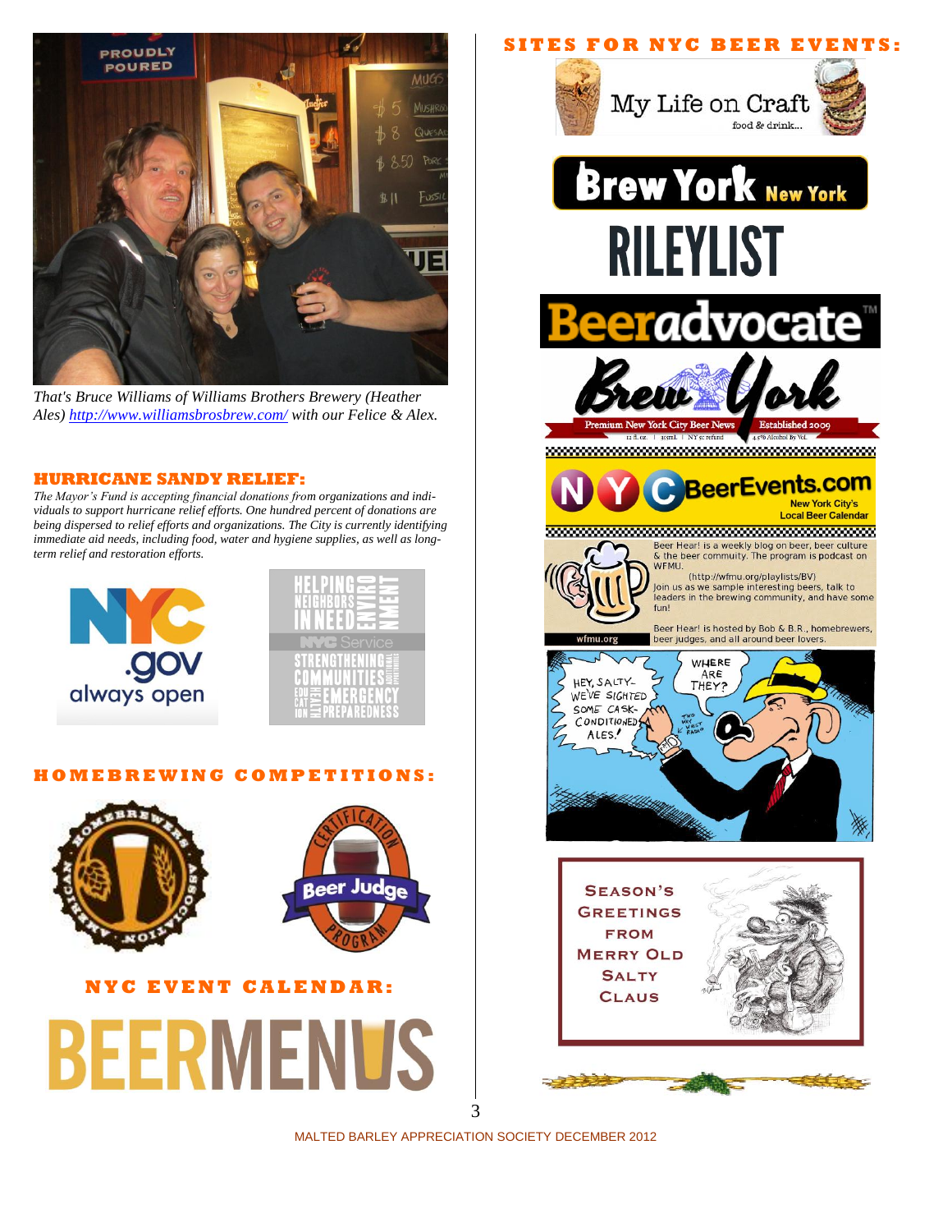That's Bruce Williams of Williams Brothers Brewery (Heather Ales) http://www.williamsbrosbrew.com/ with our Felice & Alex.

## HURRICANE SANDY RELIEF:

*The Mayor's Fund is accepting financial donations from organizations and individuals to support hurricane relief efforts. One hundred percent of donations are being dispersed to relief efforts and organizations. The City is currently identifying immediate aid needs, including food, water and hygiene supplies, as well as long-term relief and restoration efforts.*

## HOMEBREWING COMPETITIONS:

## NYC EVENT CALENDAR:

## SITES FOR NYC BEER EVENTS:

Beer Hear! is a weekly blog on beer, beer culture & the beer community. The program is podcast on WFMU.
(http://wfmu.org/playlists/BV)
Join us as we sample interesting beers, talk to leaders in the brewing community, and have some fun!

Beer Hear! is hosted by Bob & B.R., homebrewers, beer judges, and all around beer lovers.

SEASON'S GREETINGS FROM MERRY OLD SALTY CLAUS

MALTED BARLEY APPRECIATION SOCIETY DECEMBER 2012